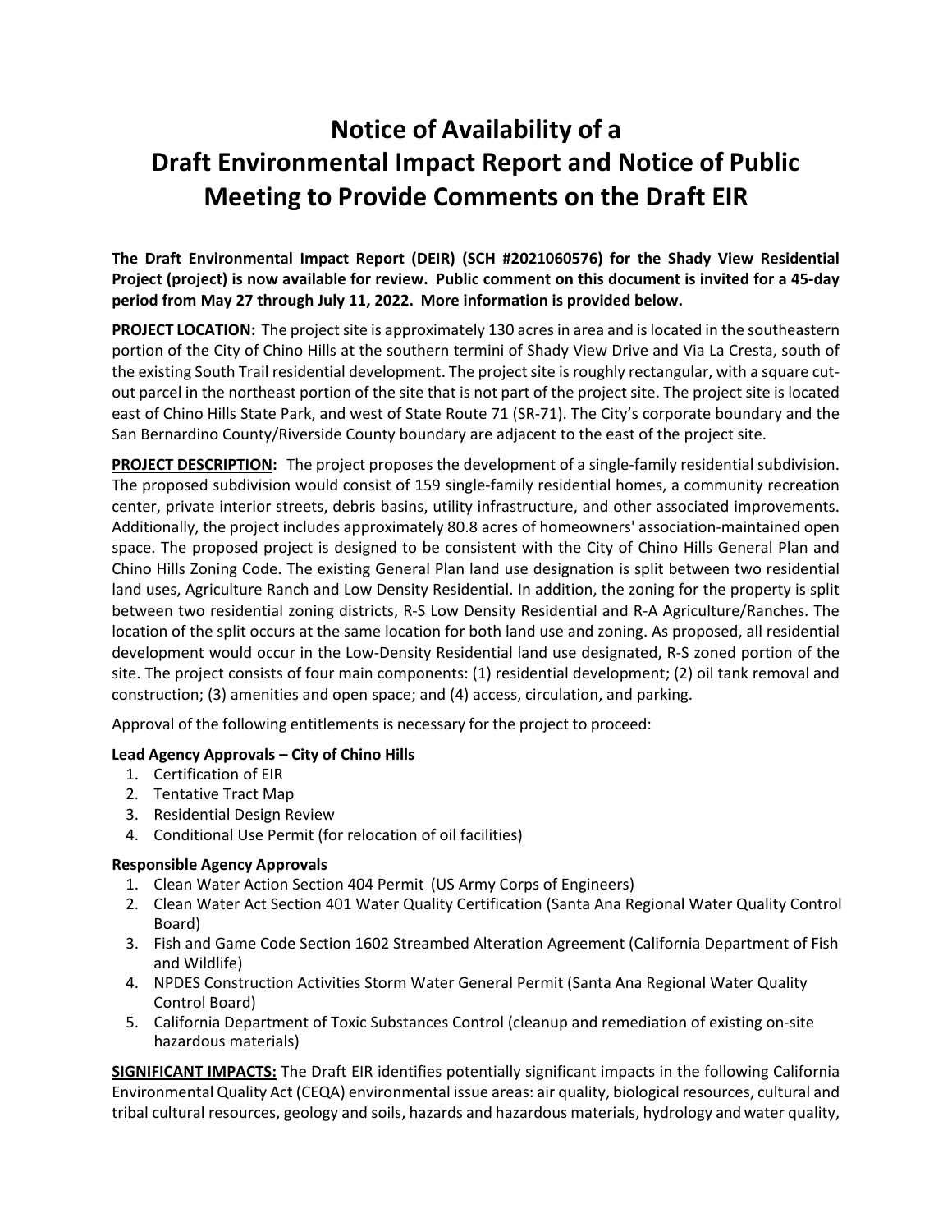# Notice of Availability of a Draft Environmental Impact Report and Notice of Public Meeting to Provide Comments on the Draft EIR

**The Draft Environmental Impact Report (DEIR) (SCH #2021060576) for the Shady View Residential Project (project) is now available for review. Public comment on this document is invited for a 45-day period from May 27 through July 11, 2022. More information is provided below.**

**PROJECT LOCATION:** The project site is approximately 130 acres in area and is located in the southeastern portion of the City of Chino Hills at the southern termini of Shady View Drive and Via La Cresta, south of the existing South Trail residential development. The project site is roughly rectangular, with a square cut-out parcel in the northeast portion of the site that is not part of the project site. The project site is located east of Chino Hills State Park, and west of State Route 71 (SR-71). The City's corporate boundary and the San Bernardino County/Riverside County boundary are adjacent to the east of the project site.

**PROJECT DESCRIPTION:** The project proposes the development of a single-family residential subdivision. The proposed subdivision would consist of 159 single-family residential homes, a community recreation center, private interior streets, debris basins, utility infrastructure, and other associated improvements. Additionally, the project includes approximately 80.8 acres of homeowners' association-maintained open space. The proposed project is designed to be consistent with the City of Chino Hills General Plan and Chino Hills Zoning Code. The existing General Plan land use designation is split between two residential land uses, Agriculture Ranch and Low Density Residential. In addition, the zoning for the property is split between two residential zoning districts, R-S Low Density Residential and R-A Agriculture/Ranches. The location of the split occurs at the same location for both land use and zoning. As proposed, all residential development would occur in the Low-Density Residential land use designated, R-S zoned portion of the site. The project consists of four main components: (1) residential development; (2) oil tank removal and construction; (3) amenities and open space; and (4) access, circulation, and parking.

Approval of the following entitlements is necessary for the project to proceed:

**Lead Agency Approvals – City of Chino Hills**

1. Certification of EIR
2. Tentative Tract Map
3. Residential Design Review
4. Conditional Use Permit (for relocation of oil facilities)

**Responsible Agency Approvals**

1. Clean Water Action Section 404 Permit (US Army Corps of Engineers)
2. Clean Water Act Section 401 Water Quality Certification (Santa Ana Regional Water Quality Control Board)
3. Fish and Game Code Section 1602 Streambed Alteration Agreement (California Department of Fish and Wildlife)
4. NPDES Construction Activities Storm Water General Permit (Santa Ana Regional Water Quality Control Board)
5. California Department of Toxic Substances Control (cleanup and remediation of existing on-site hazardous materials)

**SIGNIFICANT IMPACTS:** The Draft EIR identifies potentially significant impacts in the following California Environmental Quality Act (CEQA) environmental issue areas: air quality, biological resources, cultural and tribal cultural resources, geology and soils, hazards and hazardous materials, hydrology and water quality,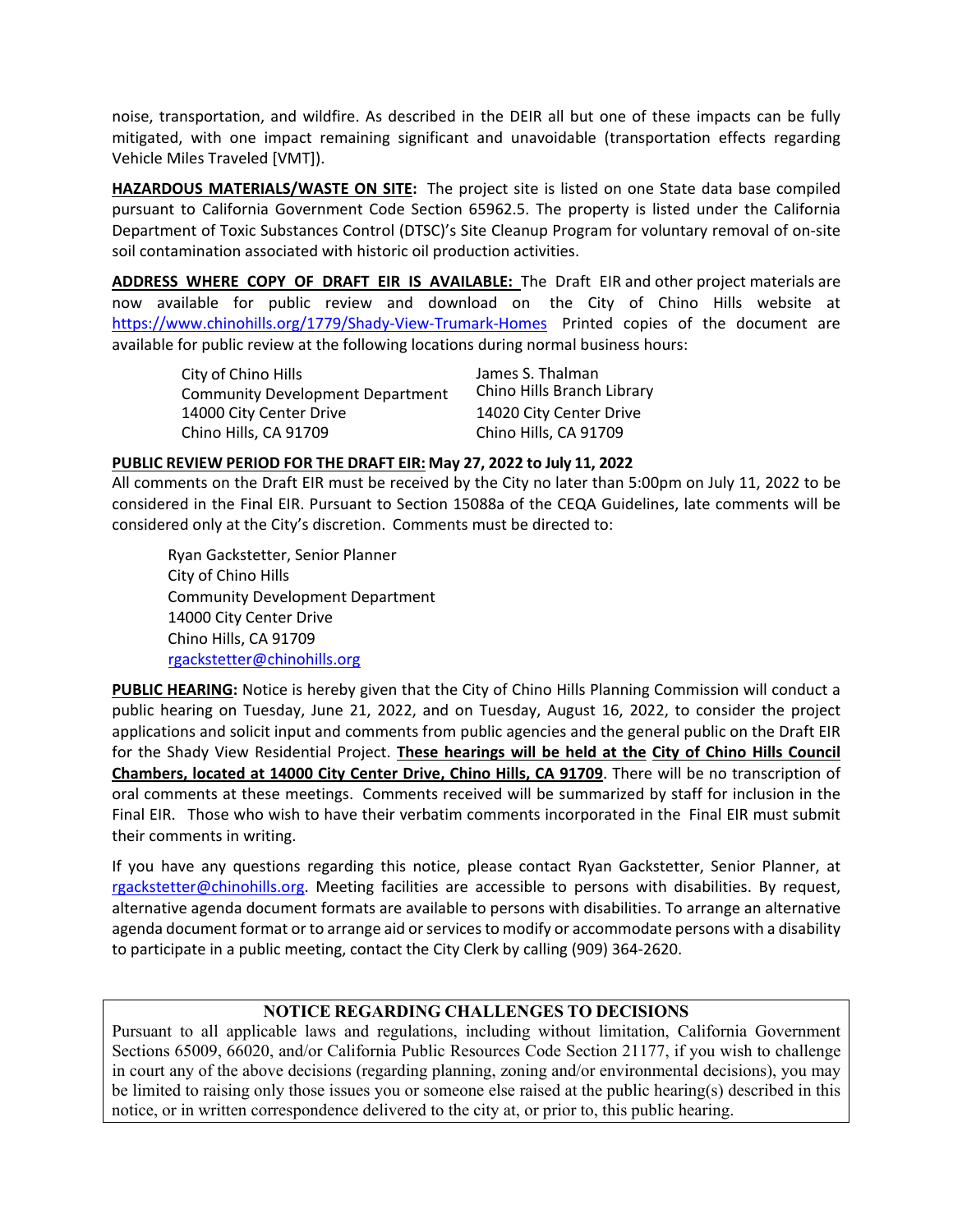noise, transportation, and wildfire. As described in the DEIR all but one of these impacts can be fully mitigated, with one impact remaining significant and unavoidable (transportation effects regarding Vehicle Miles Traveled [VMT]).

**HAZARDOUS MATERIALS/WASTE ON SITE:** The project site is listed on one State data base compiled pursuant to California Government Code Section 65962.5. The property is listed under the California Department of Toxic Substances Control (DTSC)'s Site Cleanup Program for voluntary removal of on-site soil contamination associated with historic oil production activities.

**ADDRESS WHERE COPY OF DRAFT EIR IS AVAILABLE:** The Draft EIR and other project materials are now available for public review and download on the City of Chino Hills website at https://www.chinohills.org/1779/Shady-View-Trumark-Homes Printed copies of the document are available for public review at the following locations during normal business hours:

City of Chino Hills
Community Development Department
14000 City Center Drive
Chino Hills, CA 91709

James S. Thalman
Chino Hills Branch Library
14020 City Center Drive
Chino Hills, CA 91709

**PUBLIC REVIEW PERIOD FOR THE DRAFT EIR: May 27, 2022 to July 11, 2022**

All comments on the Draft EIR must be received by the City no later than 5:00pm on July 11, 2022 to be considered in the Final EIR. Pursuant to Section 15088a of the CEQA Guidelines, late comments will be considered only at the City's discretion. Comments must be directed to:

Ryan Gackstetter, Senior Planner
City of Chino Hills
Community Development Department
14000 City Center Drive
Chino Hills, CA 91709
rgackstetter@chinohills.org

**PUBLIC HEARING:** Notice is hereby given that the City of Chino Hills Planning Commission will conduct a public hearing on Tuesday, June 21, 2022, and on Tuesday, August 16, 2022, to consider the project applications and solicit input and comments from public agencies and the general public on the Draft EIR for the Shady View Residential Project. **These hearings will be held at the City of Chino Hills Council Chambers, located at 14000 City Center Drive, Chino Hills, CA 91709**. There will be no transcription of oral comments at these meetings. Comments received will be summarized by staff for inclusion in the Final EIR. Those who wish to have their verbatim comments incorporated in the Final EIR must submit their comments in writing.

If you have any questions regarding this notice, please contact Ryan Gackstetter, Senior Planner, at rgackstetter@chinohills.org. Meeting facilities are accessible to persons with disabilities. By request, alternative agenda document formats are available to persons with disabilities. To arrange an alternative agenda document format or to arrange aid or services to modify or accommodate persons with a disability to participate in a public meeting, contact the City Clerk by calling (909) 364-2620.

**NOTICE REGARDING CHALLENGES TO DECISIONS**

Pursuant to all applicable laws and regulations, including without limitation, California Government Sections 65009, 66020, and/or California Public Resources Code Section 21177, if you wish to challenge in court any of the above decisions (regarding planning, zoning and/or environmental decisions), you may be limited to raising only those issues you or someone else raised at the public hearing(s) described in this notice, or in written correspondence delivered to the city at, or prior to, this public hearing.